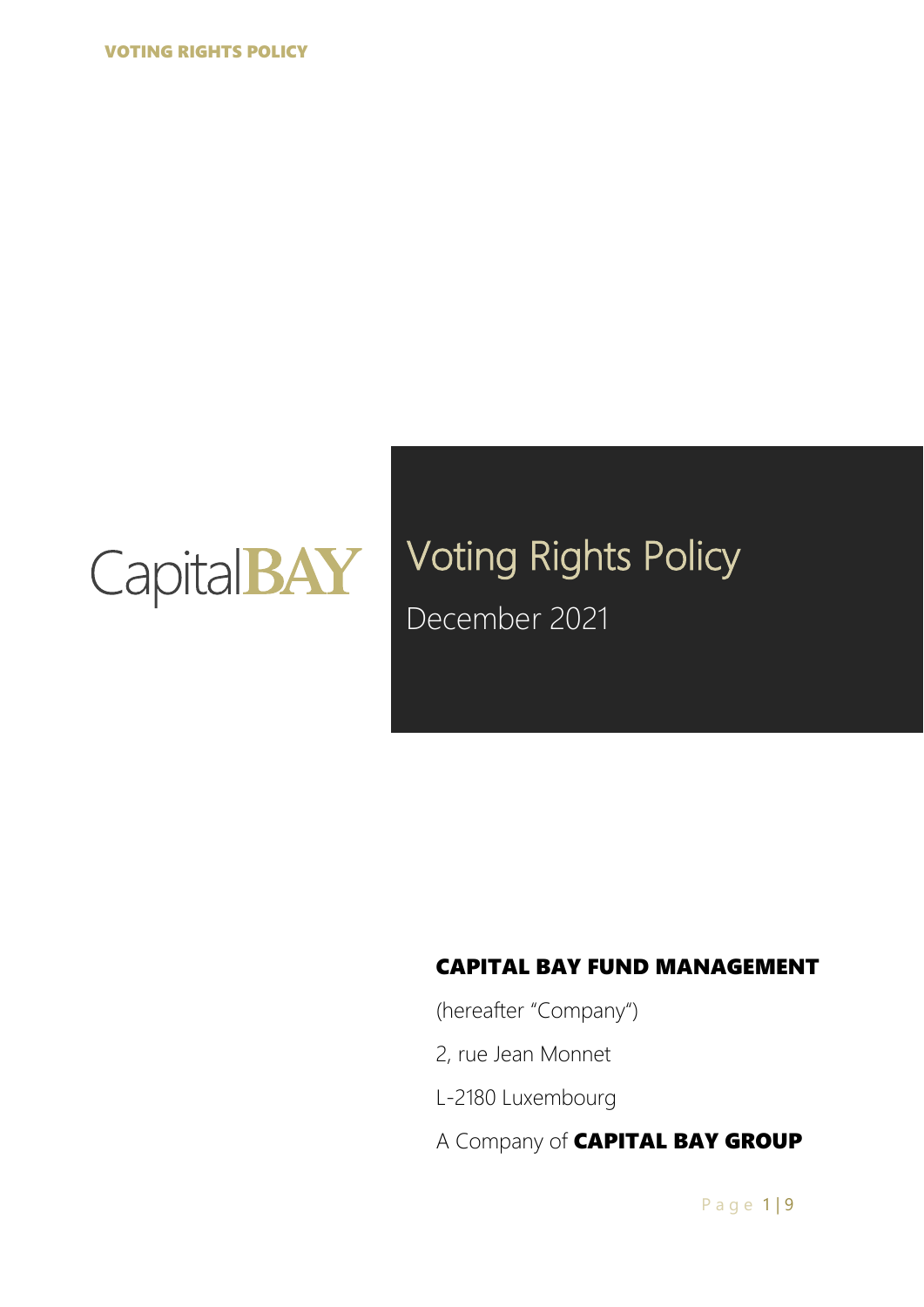CapitalBAY

# Voting Rights Policy

December 2021

**CAPITAL BAY FUND MANAGEMENT**

(hereafter "Company")

2, rue Jean Monnet

L-2180 Luxembourg

A Company of **CAPITAL BAY GROUP**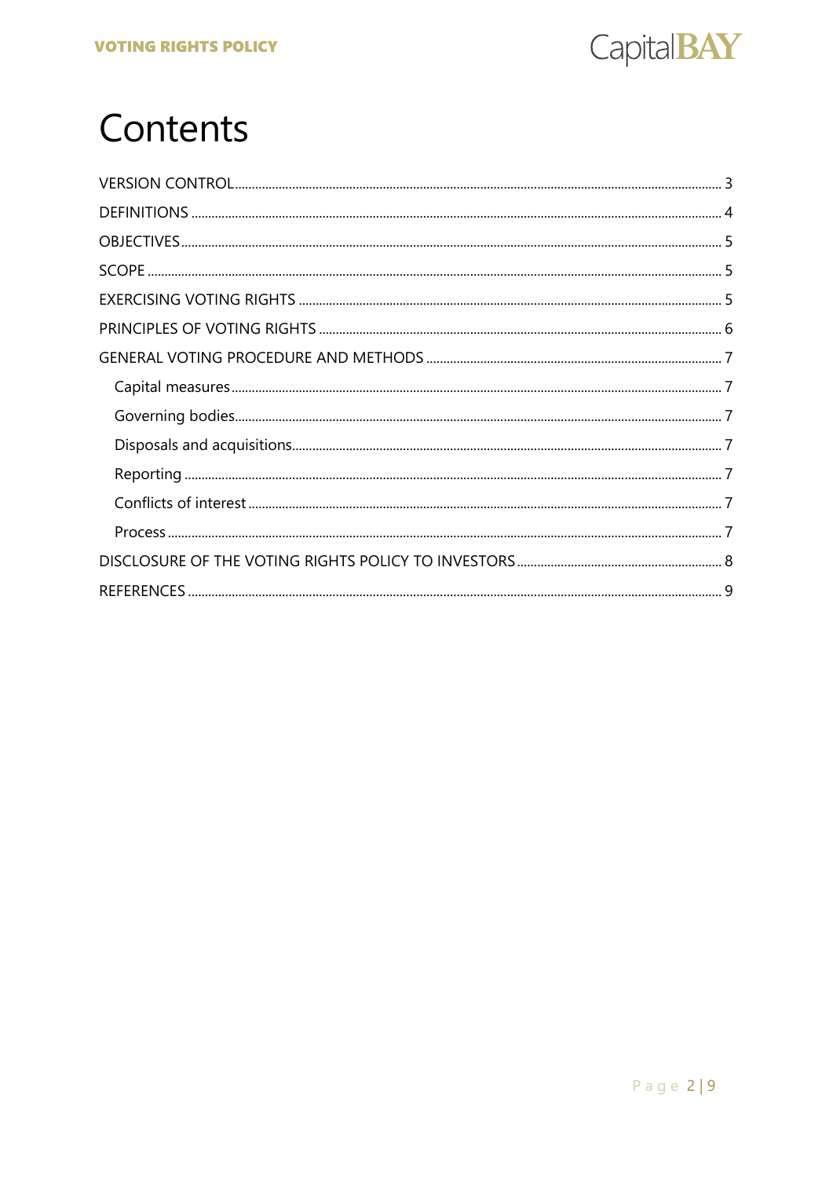# Contents

VERSION CONTROL ..... 3

DEFINITIONS ..... 4

OBJECTIVES ..... 5

SCOPE ..... 5

EXERCISING VOTING RIGHTS ..... 5

PRINCIPLES OF VOTING RIGHTS ..... 6

GENERAL VOTING PROCEDURE AND METHODS ..... 7

- Capital measures ..... 7
- Governing bodies ..... 7
- Disposals and acquisitions ..... 7
- Reporting ..... 7
- Conflicts of interest ..... 7
- Process ..... 7

DISCLOSURE OF THE VOTING RIGHTS POLICY TO INVESTORS ..... 8

REFERENCES ..... 9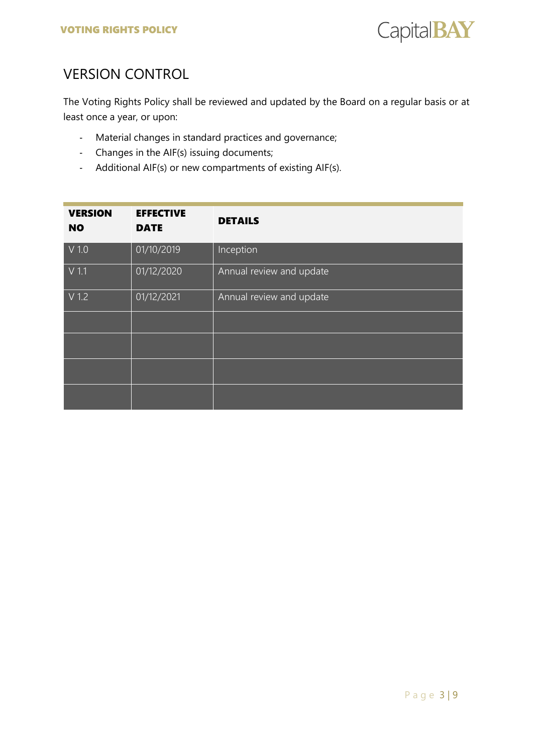# VERSION CONTROL

The Voting Rights Policy shall be reviewed and updated by the Board on a regular basis or at least once a year, or upon:

- Material changes in standard practices and governance;
- Changes in the AIF(s) issuing documents;
- Additional AIF(s) or new compartments of existing AIF(s).

| VERSION NO | EFFECTIVE DATE | DETAILS |
|---|---|---|
| V 1.0 | 01/10/2019 | Inception |
| V 1.1 | 01/12/2020 | Annual review and update |
| V 1.2 | 01/12/2021 | Annual review and update |
| | | |
| | | |
| | | |
| | | |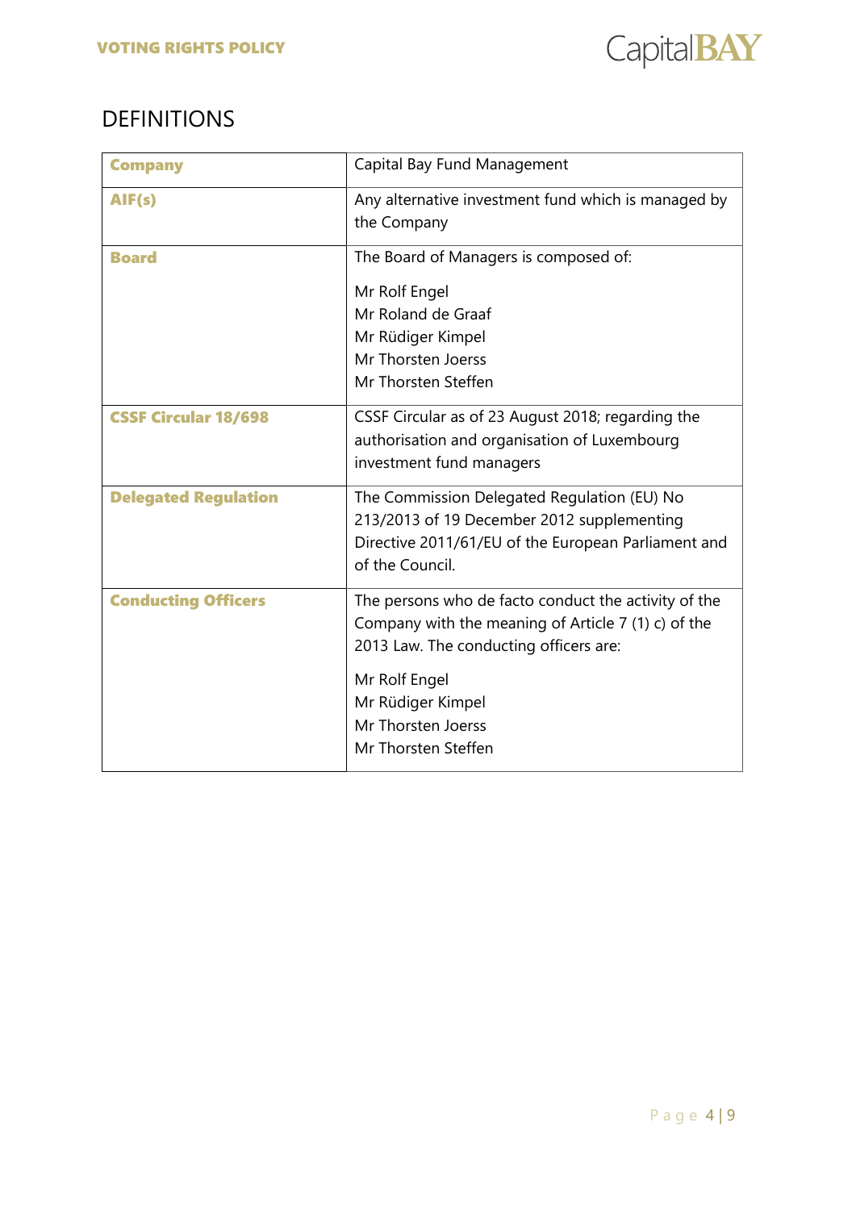# DEFINITIONS

| | |
|---|---|
| **Company** | Capital Bay Fund Management |
| **AIF(s)** | Any alternative investment fund which is managed by the Company |
| **Board** | The Board of Managers is composed of:<br><br>Mr Rolf Engel<br>Mr Roland de Graaf<br>Mr Rüdiger Kimpel<br>Mr Thorsten Joerss<br>Mr Thorsten Steffen |
| **CSSF Circular 18/698** | CSSF Circular as of 23 August 2018; regarding the authorisation and organisation of Luxembourg investment fund managers |
| **Delegated Regulation** | The Commission Delegated Regulation (EU) No 213/2013 of 19 December 2012 supplementing Directive 2011/61/EU of the European Parliament and of the Council. |
| **Conducting Officers** | The persons who de facto conduct the activity of the Company with the meaning of Article 7 (1) c) of the 2013 Law. The conducting officers are:<br><br>Mr Rolf Engel<br>Mr Rüdiger Kimpel<br>Mr Thorsten Joerss<br>Mr Thorsten Steffen |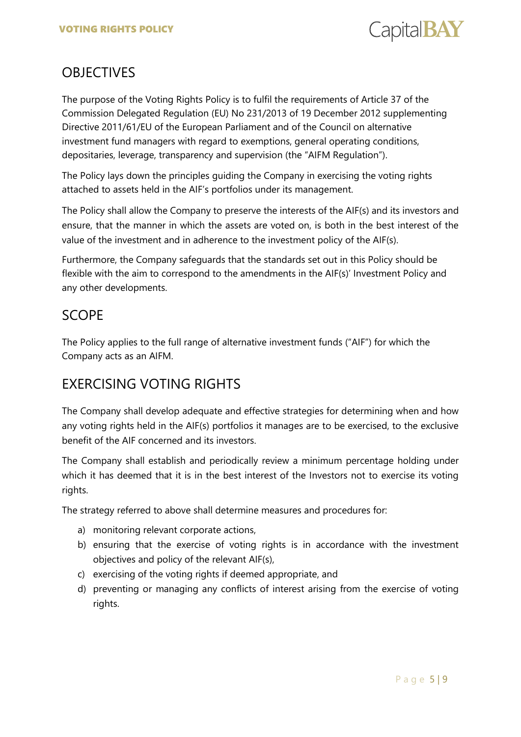## OBJECTIVES

The purpose of the Voting Rights Policy is to fulfil the requirements of Article 37 of the Commission Delegated Regulation (EU) No 231/2013 of 19 December 2012 supplementing Directive 2011/61/EU of the European Parliament and of the Council on alternative investment fund managers with regard to exemptions, general operating conditions, depositaries, leverage, transparency and supervision (the "AIFM Regulation").

The Policy lays down the principles guiding the Company in exercising the voting rights attached to assets held in the AIF's portfolios under its management.

The Policy shall allow the Company to preserve the interests of the AIF(s) and its investors and ensure, that the manner in which the assets are voted on, is both in the best interest of the value of the investment and in adherence to the investment policy of the AIF(s).

Furthermore, the Company safeguards that the standards set out in this Policy should be flexible with the aim to correspond to the amendments in the AIF(s)' Investment Policy and any other developments.

## SCOPE

The Policy applies to the full range of alternative investment funds ("AIF") for which the Company acts as an AIFM.

## EXERCISING VOTING RIGHTS

The Company shall develop adequate and effective strategies for determining when and how any voting rights held in the AIF(s) portfolios it manages are to be exercised, to the exclusive benefit of the AIF concerned and its investors.

The Company shall establish and periodically review a minimum percentage holding under which it has deemed that it is in the best interest of the Investors not to exercise its voting rights.

The strategy referred to above shall determine measures and procedures for:

a) monitoring relevant corporate actions,
b) ensuring that the exercise of voting rights is in accordance with the investment objectives and policy of the relevant AIF(s),
c) exercising of the voting rights if deemed appropriate, and
d) preventing or managing any conflicts of interest arising from the exercise of voting rights.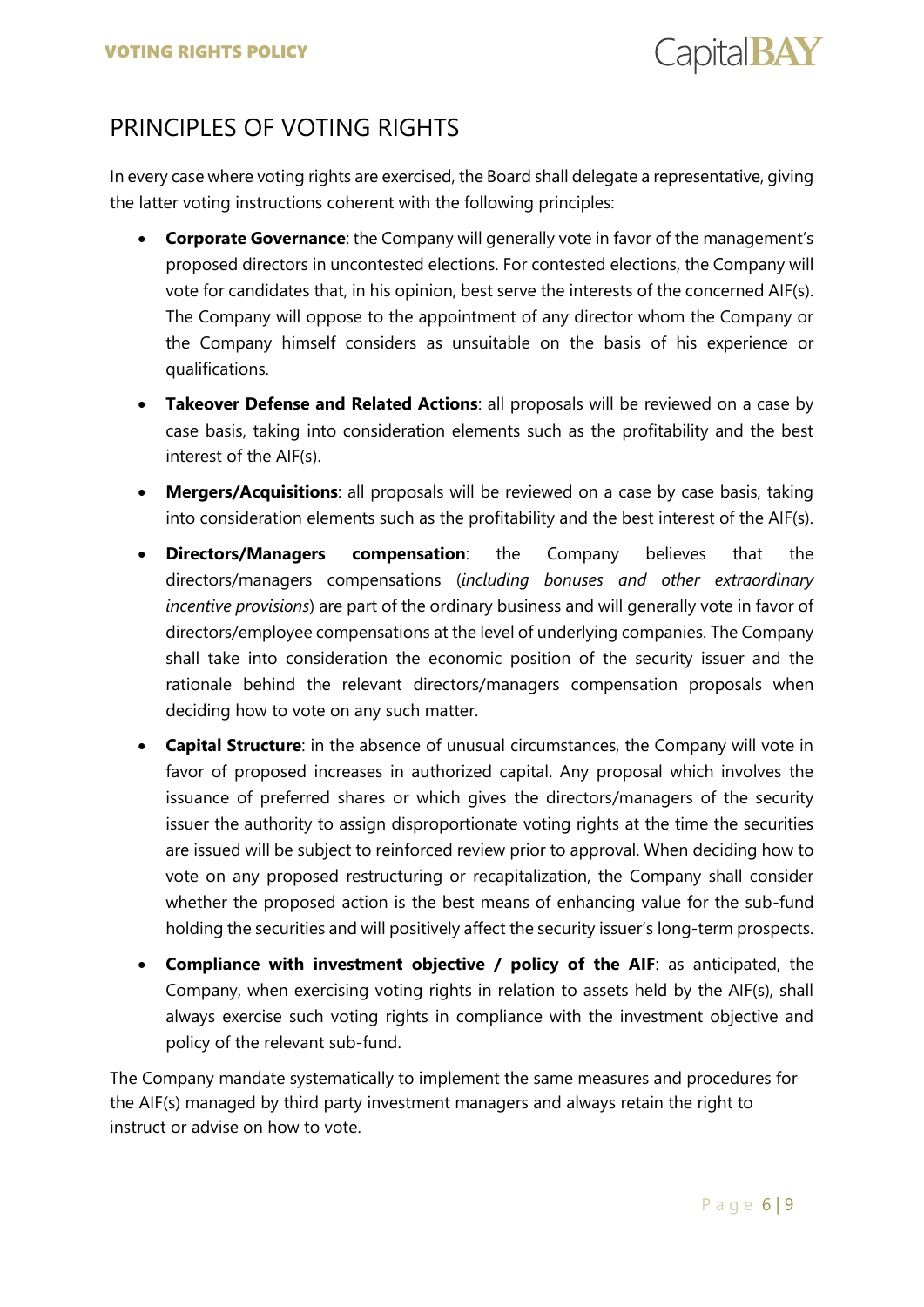## PRINCIPLES OF VOTING RIGHTS

In every case where voting rights are exercised, the Board shall delegate a representative, giving the latter voting instructions coherent with the following principles:

- **Corporate Governance**: the Company will generally vote in favor of the management's proposed directors in uncontested elections. For contested elections, the Company will vote for candidates that, in his opinion, best serve the interests of the concerned AIF(s). The Company will oppose to the appointment of any director whom the Company or the Company himself considers as unsuitable on the basis of his experience or qualifications.
- **Takeover Defense and Related Actions**: all proposals will be reviewed on a case by case basis, taking into consideration elements such as the profitability and the best interest of the AIF(s).
- **Mergers/Acquisitions**: all proposals will be reviewed on a case by case basis, taking into consideration elements such as the profitability and the best interest of the AIF(s).
- **Directors/Managers compensation**: the Company believes that the directors/managers compensations (*including bonuses and other extraordinary incentive provisions*) are part of the ordinary business and will generally vote in favor of directors/employee compensations at the level of underlying companies. The Company shall take into consideration the economic position of the security issuer and the rationale behind the relevant directors/managers compensation proposals when deciding how to vote on any such matter.
- **Capital Structure**: in the absence of unusual circumstances, the Company will vote in favor of proposed increases in authorized capital. Any proposal which involves the issuance of preferred shares or which gives the directors/managers of the security issuer the authority to assign disproportionate voting rights at the time the securities are issued will be subject to reinforced review prior to approval. When deciding how to vote on any proposed restructuring or recapitalization, the Company shall consider whether the proposed action is the best means of enhancing value for the sub-fund holding the securities and will positively affect the security issuer's long-term prospects.
- **Compliance with investment objective / policy of the AIF**: as anticipated, the Company, when exercising voting rights in relation to assets held by the AIF(s), shall always exercise such voting rights in compliance with the investment objective and policy of the relevant sub-fund.

The Company mandate systematically to implement the same measures and procedures for the AIF(s) managed by third party investment managers and always retain the right to instruct or advise on how to vote.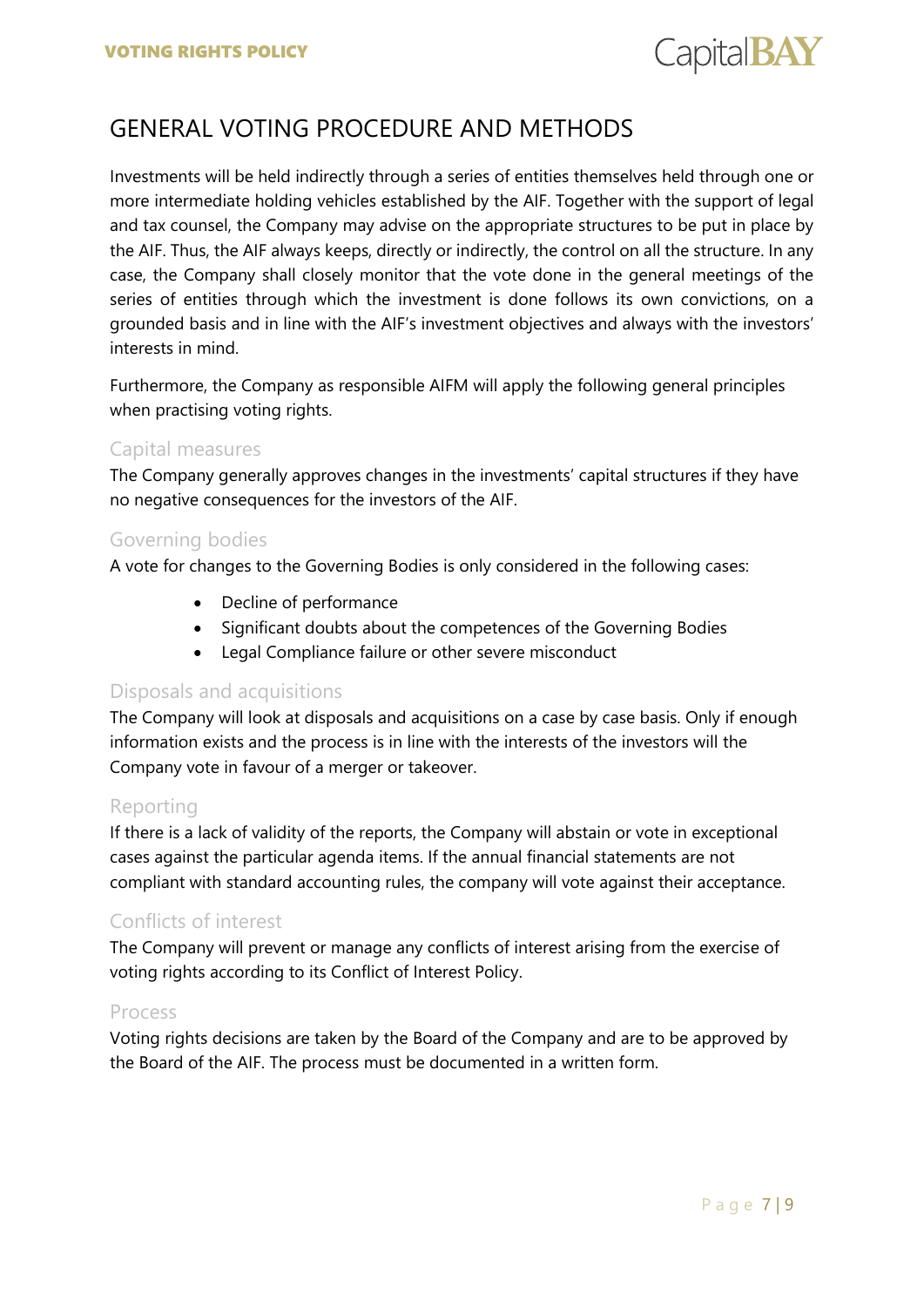# GENERAL VOTING PROCEDURE AND METHODS

Investments will be held indirectly through a series of entities themselves held through one or more intermediate holding vehicles established by the AIF. Together with the support of legal and tax counsel, the Company may advise on the appropriate structures to be put in place by the AIF. Thus, the AIF always keeps, directly or indirectly, the control on all the structure. In any case, the Company shall closely monitor that the vote done in the general meetings of the series of entities through which the investment is done follows its own convictions, on a grounded basis and in line with the AIF's investment objectives and always with the investors' interests in mind.

Furthermore, the Company as responsible AIFM will apply the following general principles when practising voting rights.

## Capital measures

The Company generally approves changes in the investments' capital structures if they have no negative consequences for the investors of the AIF.

## Governing bodies

A vote for changes to the Governing Bodies is only considered in the following cases:

- Decline of performance
- Significant doubts about the competences of the Governing Bodies
- Legal Compliance failure or other severe misconduct

## Disposals and acquisitions

The Company will look at disposals and acquisitions on a case by case basis. Only if enough information exists and the process is in line with the interests of the investors will the Company vote in favour of a merger or takeover.

## Reporting

If there is a lack of validity of the reports, the Company will abstain or vote in exceptional cases against the particular agenda items. If the annual financial statements are not compliant with standard accounting rules, the company will vote against their acceptance.

## Conflicts of interest

The Company will prevent or manage any conflicts of interest arising from the exercise of voting rights according to its Conflict of Interest Policy.

## Process

Voting rights decisions are taken by the Board of the Company and are to be approved by the Board of the AIF. The process must be documented in a written form.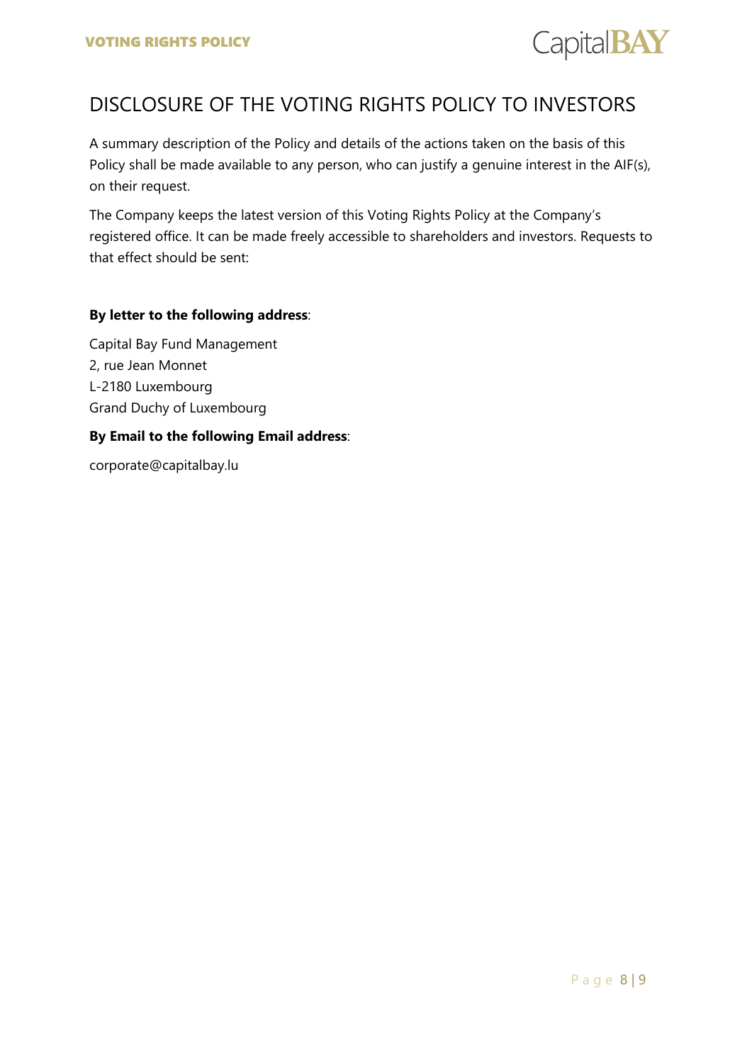## DISCLOSURE OF THE VOTING RIGHTS POLICY TO INVESTORS

A summary description of the Policy and details of the actions taken on the basis of this Policy shall be made available to any person, who can justify a genuine interest in the AIF(s), on their request.

The Company keeps the latest version of this Voting Rights Policy at the Company's registered office. It can be made freely accessible to shareholders and investors. Requests to that effect should be sent:

**By letter to the following address**:

Capital Bay Fund Management
2, rue Jean Monnet
L-2180 Luxembourg
Grand Duchy of Luxembourg

**By Email to the following Email address**:

corporate@capitalbay.lu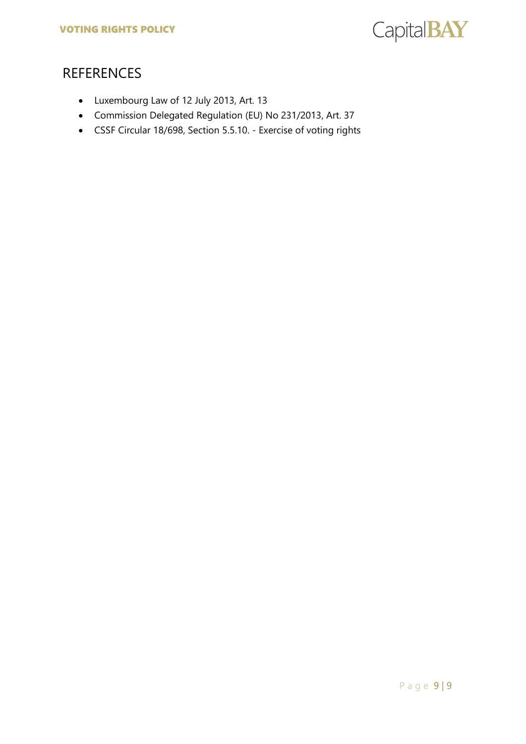## REFERENCES

- Luxembourg Law of 12 July 2013, Art. 13
- Commission Delegated Regulation (EU) No 231/2013, Art. 37
- CSSF Circular 18/698, Section 5.5.10. - Exercise of voting rights